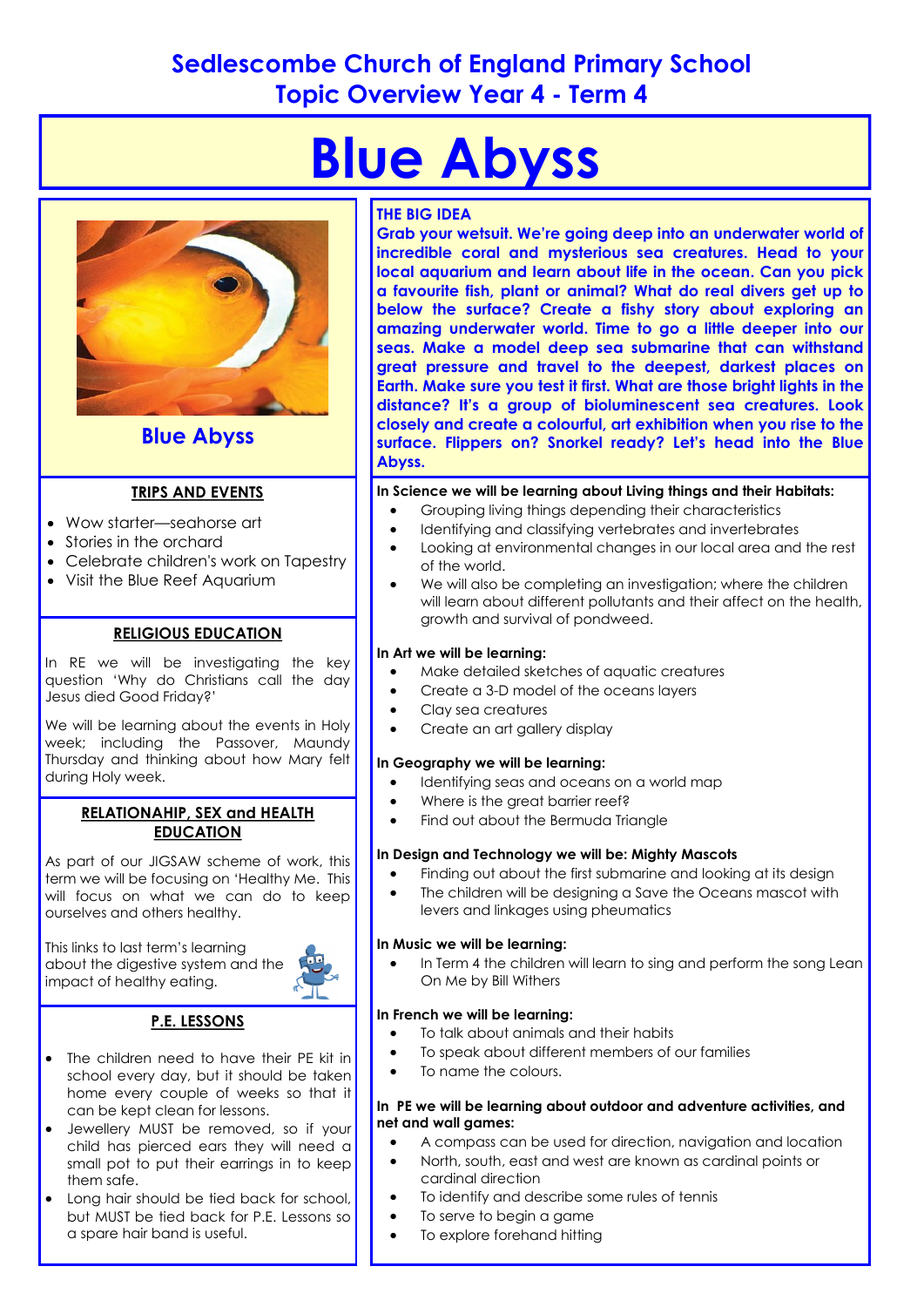# Sedlescombe Church of England Primary School
## Topic Overview Year 4 - Term 4

# Blue Abyss

**Blue Abyss**

### TRIPS AND EVENTS

- Wow starter—seahorse art
- Stories in the orchard
- Celebrate children's work on Tapestry
- Visit the Blue Reef Aquarium

### RELIGIOUS EDUCATION

In RE we will be investigating the key question 'Why do Christians call the day Jesus died Good Friday?'

We will be learning about the events in Holy week; including the Passover, Maundy Thursday and thinking about how Mary felt during Holy week.

### RELATIONAHIP, SEX and HEALTH EDUCATION

As part of our JIGSAW scheme of work, this term we will be focusing on 'Healthy Me. This will focus on what we can do to keep ourselves and others healthy.

This links to last term's learning about the digestive system and the impact of healthy eating.

### P.E. LESSONS

- The children need to have their PE kit in school every day, but it should be taken home every couple of weeks so that it can be kept clean for lessons.
- Jewellery MUST be removed, so if your child has pierced ears they will need a small pot to put their earrings in to keep them safe.
- Long hair should be tied back for school, but MUST be tied back for P.E. Lessons so a spare hair band is useful.

### THE BIG IDEA

**Grab your wetsuit. We're going deep into an underwater world of incredible coral and mysterious sea creatures. Head to your local aquarium and learn about life in the ocean. Can you pick a favourite fish, plant or animal? What do real divers get up to below the surface? Create a fishy story about exploring an amazing underwater world. Time to go a little deeper into our seas. Make a model deep sea submarine that can withstand great pressure and travel to the deepest, darkest places on Earth. Make sure you test it first. What are those bright lights in the distance? It's a group of bioluminescent sea creatures. Look closely and create a colourful, art exhibition when you rise to the surface. Flippers on? Snorkel ready? Let's head into the Blue Abyss.**

**In Science we will be learning about Living things and their Habitats:**

- Grouping living things depending their characteristics
- Identifying and classifying vertebrates and invertebrates
- Looking at environmental changes in our local area and the rest of the world.
- We will also be completing an investigation; where the children will learn about different pollutants and their affect on the health, growth and survival of pondweed.

**In Art we will be learning:**

- Make detailed sketches of aquatic creatures
- Create a 3-D model of the oceans layers
- Clay sea creatures
- Create an art gallery display

**In Geography we will be learning:**

- Identifying seas and oceans on a world map
- Where is the great barrier reef?
- Find out about the Bermuda Triangle

**In Design and Technology we will be: Mighty Mascots**

- Finding out about the first submarine and looking at its design
- The children will be designing a Save the Oceans mascot with levers and linkages using pheumatics

**In Music we will be learning:**

- In Term 4 the children will learn to sing and perform the song Lean On Me by Bill Withers

**In French we will be learning:**

- To talk about animals and their habits
- To speak about different members of our families
- To name the colours.

**In PE we will be learning about outdoor and adventure activities, and net and wall games:**

- A compass can be used for direction, navigation and location
- North, south, east and west are known as cardinal points or cardinal direction
- To identify and describe some rules of tennis
- To serve to begin a game
- To explore forehand hitting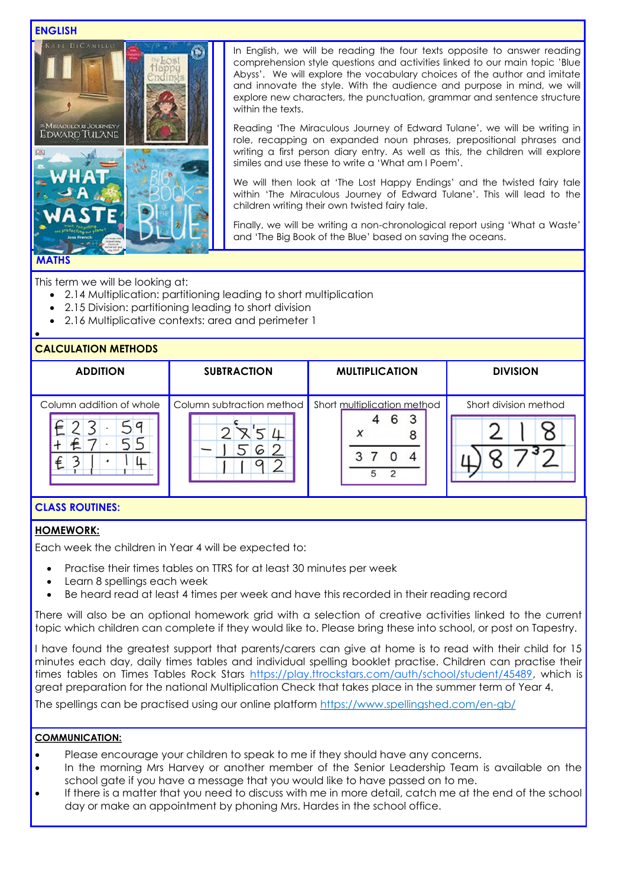## ENGLISH

In English, we will be reading the four texts opposite to answer reading comprehension style questions and activities linked to our main topic 'Blue Abyss'. We will explore the vocabulary choices of the author and imitate and innovate the style. With the audience and purpose in mind, we will explore new characters, the punctuation, grammar and sentence structure within the texts.

Reading 'The Miraculous Journey of Edward Tulane', we will be writing in role, recapping on expanded noun phrases, prepositional phrases and writing a first person diary entry. As well as this, the children will explore similes and use these to write a 'What am I Poem'.

We will then look at 'The Lost Happy Endings' and the twisted fairy tale within 'The Miraculous Journey of Edward Tulane'. This will lead to the children writing their own twisted fairy tale.

Finally, we will be writing a non-chronological report using 'What a Waste' and 'The Big Book of the Blue' based on saving the oceans.

## MATHS

This term we will be looking at:

- 2.14 Multiplication: partitioning leading to short multiplication
- 2.15 Division: partitioning leading to short division
- 2.16 Multiplicative contexts: area and perimeter 1

## CALCULATION METHODS

| ADDITION | SUBTRACTION | MULTIPLICATION | DIVISION |
|---|---|---|---|
| Column addition of whole | Column subtraction method | Short multiplication method | Short division method |
| £23.59 + £7.55 = £31.14 | 2754 − 1562 = 1192 | 463 × 8 = 3704 | 872 ÷ 4 = 218 |

## CLASS ROUTINES:

### HOMEWORK:

Each week the children in Year 4 will be expected to:

- Practise their times tables on TTRS for at least 30 minutes per week
- Learn 8 spellings each week
- Be heard read at least 4 times per week and have this recorded in their reading record

There will also be an optional homework grid with a selection of creative activities linked to the current topic which children can complete if they would like to. Please bring these into school, or post on Tapestry.

I have found the greatest support that parents/carers can give at home is to read with their child for 15 minutes each day, daily times tables and individual spelling booklet practise. Children can practise their times tables on Times Tables Rock Stars https://play.ttrockstars.com/auth/school/student/45489, which is great preparation for the national Multiplication Check that takes place in the summer term of Year 4.

The spellings can be practised using our online platform https://www.spellingshed.com/en-gb/

### COMMUNICATION:

- Please encourage your children to speak to me if they should have any concerns.
- In the morning Mrs Harvey or another member of the Senior Leadership Team is available on the school gate if you have a message that you would like to have passed on to me.
- If there is a matter that you need to discuss with me in more detail, catch me at the end of the school day or make an appointment by phoning Mrs. Hardes in the school office.